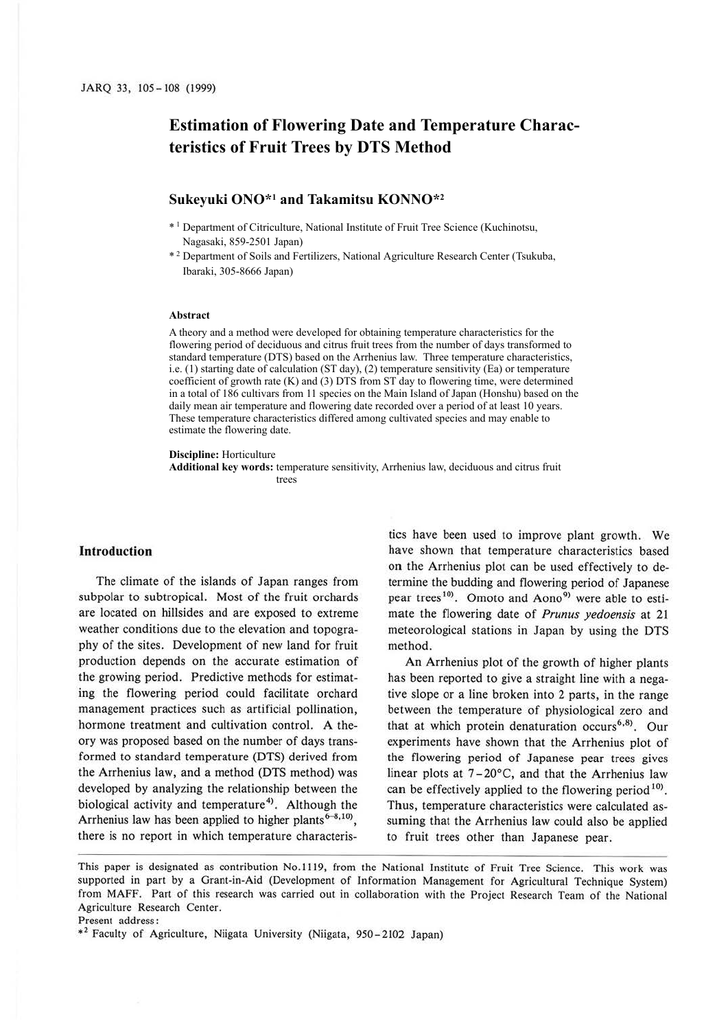# Estimation of Flowering Date and Temperature Characteristics of Fruit Trees by DTS Method

**Sukeyuki ONO**[*1] **and Takamitsu KONNO**[*2]

[*1] Department of Citriculture, National Institute of Fruit Tree Science (Kuchinotsu, Nagasaki, 859-2501 Japan)

[*2] Department of Soils and Fertilizers, National Agriculture Research Center (Tsukuba, Ibaraki, 305-8666 Japan)

### Abstract

A theory and a method were developed for obtaining temperature characteristics for the flowering period of deciduous and citrus fruit trees from the number of days transformed to standard temperature (DTS) based on the Arrhenius law. Three temperature characteristics, i.e. (1) starting date of calculation (ST day), (2) temperature sensitivity (Ea) or temperature coefficient of growth rate (K) and (3) DTS from ST day to flowering time, were determined in a total of 186 cultivars from 11 species on the Main Island of Japan (Honshu) based on the daily mean air temperature and flowering date recorded over a period of at least 10 years. These temperature characteristics differed among cultivated species and may enable to estimate the flowering date.

**Discipline:** Horticulture
**Additional key words:** temperature sensitivity, Arrhenius law, deciduous and citrus fruit trees

## Introduction

The climate of the islands of Japan ranges from subpolar to subtropical. Most of the fruit orchards are located on hillsides and are exposed to extreme weather conditions due to the elevation and topography of the sites. Development of new land for fruit production depends on the accurate estimation of the growing period. Predictive methods for estimating the flowering period could facilitate orchard management practices such as artificial pollination, hormone treatment and cultivation control. A theory was proposed based on the number of days transformed to standard temperature (DTS) derived from the Arrhenius law, and a method (DTS method) was developed by analyzing the relationship between the biological activity and temperature[4]. Although the Arrhenius law has been applied to higher plants[6–8,10], there is no report in which temperature characteristics have been used to improve plant growth. We have shown that temperature characteristics based on the Arrhenius plot can be used effectively to determine the budding and flowering period of Japanese pear trees[10]. Omoto and Aono[9] were able to estimate the flowering date of *Prunus yedoensis* at 21 meteorological stations in Japan by using the DTS method.

An Arrhenius plot of the growth of higher plants has been reported to give a straight line with a negative slope or a line broken into 2 parts, in the range between the temperature of physiological zero and that at which protein denaturation occurs[6,8]. Our experiments have shown that the Arrhenius plot of the flowering period of Japanese pear trees gives linear plots at 7–20°C, and that the Arrhenius law can be effectively applied to the flowering period[10]. Thus, temperature characteristics were calculated assuming that the Arrhenius law could also be applied to fruit trees other than Japanese pear.

---

This paper is designated as contribution No.1119, from the National Institute of Fruit Tree Science. This work was supported in part by a Grant-in-Aid (Development of Information Management for Agricultural Technique System) from MAFF. Part of this research was carried out in collaboration with the Project Research Team of the National Agriculture Research Center.

Present address:

[*2] Faculty of Agriculture, Niigata University (Niigata, 950-2102 Japan)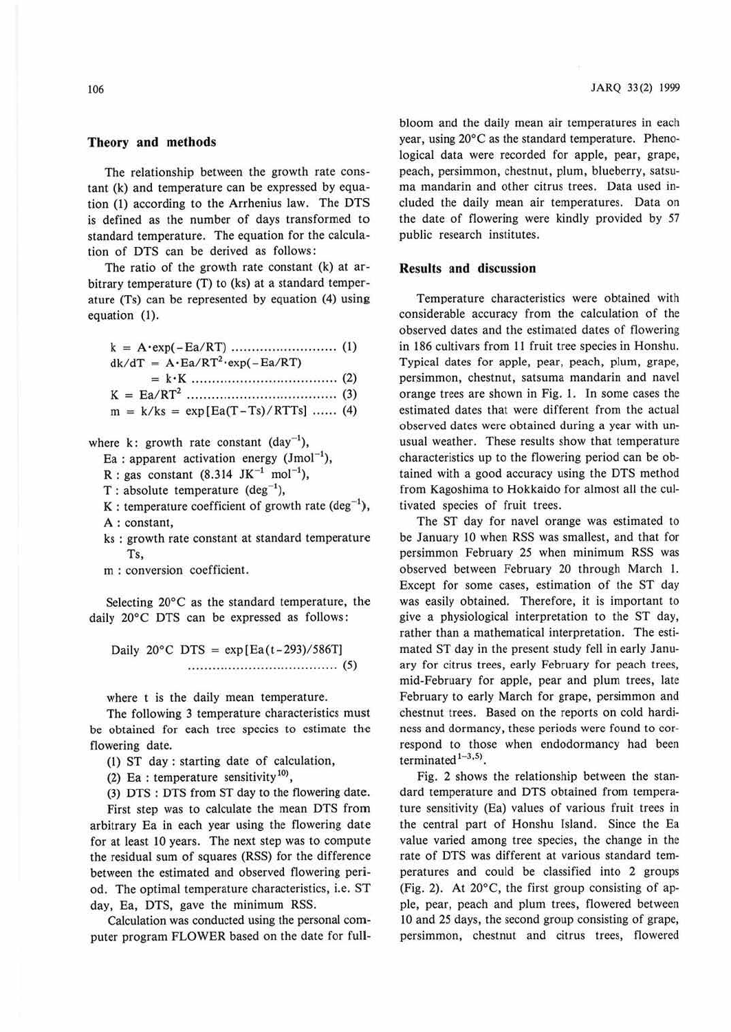## Theory and methods

The relationship between the growth rate constant (k) and temperature can be expressed by equation (1) according to the Arrhenius law. The DTS is defined as the number of days transformed to standard temperature. The equation for the calculation of DTS can be derived as follows:

The ratio of the growth rate constant (k) at arbitrary temperature (T) to (ks) at a standard temperature (Ts) can be represented by equation (4) using equation (1).

$$k = A \cdot \exp(-Ea/RT) \quad (1)$$

$$dk/dT = A \cdot Ea/RT^2 \cdot \exp(-Ea/RT) = k \cdot K \quad (2)$$

$$K = Ea/RT^2 \quad (3)$$

$$m = k/ks = \exp[Ea(T-Ts)/RTTs] \quad (4)$$

where k: growth rate constant ($day^{-1}$),
Ea : apparent activation energy ($Jmol^{-1}$),
R : gas constant (8.314 $JK^{-1}$ $mol^{-1}$),
T : absolute temperature ($deg^{-1}$),
K : temperature coefficient of growth rate ($deg^{-1}$),
A : constant,
ks : growth rate constant at standard temperature Ts,
m : conversion coefficient.

Selecting 20°C as the standard temperature, the daily 20°C DTS can be expressed as follows:

$$\text{Daily 20°C DTS} = \exp[Ea(t-293)/586T] \quad (5)$$

where t is the daily mean temperature.

The following 3 temperature characteristics must be obtained for each tree species to estimate the flowering date.

(1) ST day : starting date of calculation,
(2) Ea : temperature sensitivity[10],
(3) DTS : DTS from ST day to the flowering date.

First step was to calculate the mean DTS from arbitrary Ea in each year using the flowering date for at least 10 years. The next step was to compute the residual sum of squares (RSS) for the difference between the estimated and observed flowering period. The optimal temperature characteristics, i.e. ST day, Ea, DTS, gave the minimum RSS.

Calculation was conducted using the personal computer program FLOWER based on the date for full-bloom and the daily mean air temperatures in each year, using 20°C as the standard temperature. Phenological data were recorded for apple, pear, grape, peach, persimmon, chestnut, plum, blueberry, satsuma mandarin and other citrus trees. Data used included the daily mean air temperatures. Data on the date of flowering were kindly provided by 57 public research institutes.

## Results and discussion

Temperature characteristics were obtained with considerable accuracy from the calculation of the observed dates and the estimated dates of flowering in 186 cultivars from 11 fruit tree species in Honshu. Typical dates for apple, pear, peach, plum, grape, persimmon, chestnut, satsuma mandarin and navel orange trees are shown in Fig. 1. In some cases the estimated dates that were different from the actual observed dates were obtained during a year with unusual weather. These results show that temperature characteristics up to the flowering period can be obtained with a good accuracy using the DTS method from Kagoshima to Hokkaido for almost all the cultivated species of fruit trees.

The ST day for navel orange was estimated to be January 10 when RSS was smallest, and that for persimmon February 25 when minimum RSS was observed between February 20 through March 1. Except for some cases, estimation of the ST day was easily obtained. Therefore, it is important to give a physiological interpretation to the ST day, rather than a mathematical interpretation. The estimated ST day in the present study fell in early January for citrus trees, early February for peach trees, mid-February for apple, pear and plum trees, late February to early March for grape, persimmon and chestnut trees. Based on the reports on cold hardiness and dormancy, these periods were found to correspond to those when endodormancy had been terminated[1–3,5].

Fig. 2 shows the relationship between the standard temperature and DTS obtained from temperature sensitivity (Ea) values of various fruit trees in the central part of Honshu Island. Since the Ea value varied among tree species, the change in the rate of DTS was different at various standard temperatures and could be classified into 2 groups (Fig. 2). At 20°C, the first group consisting of apple, pear, peach and plum trees, flowered between 10 and 25 days, the second group consisting of grape, persimmon, chestnut and citrus trees, flowered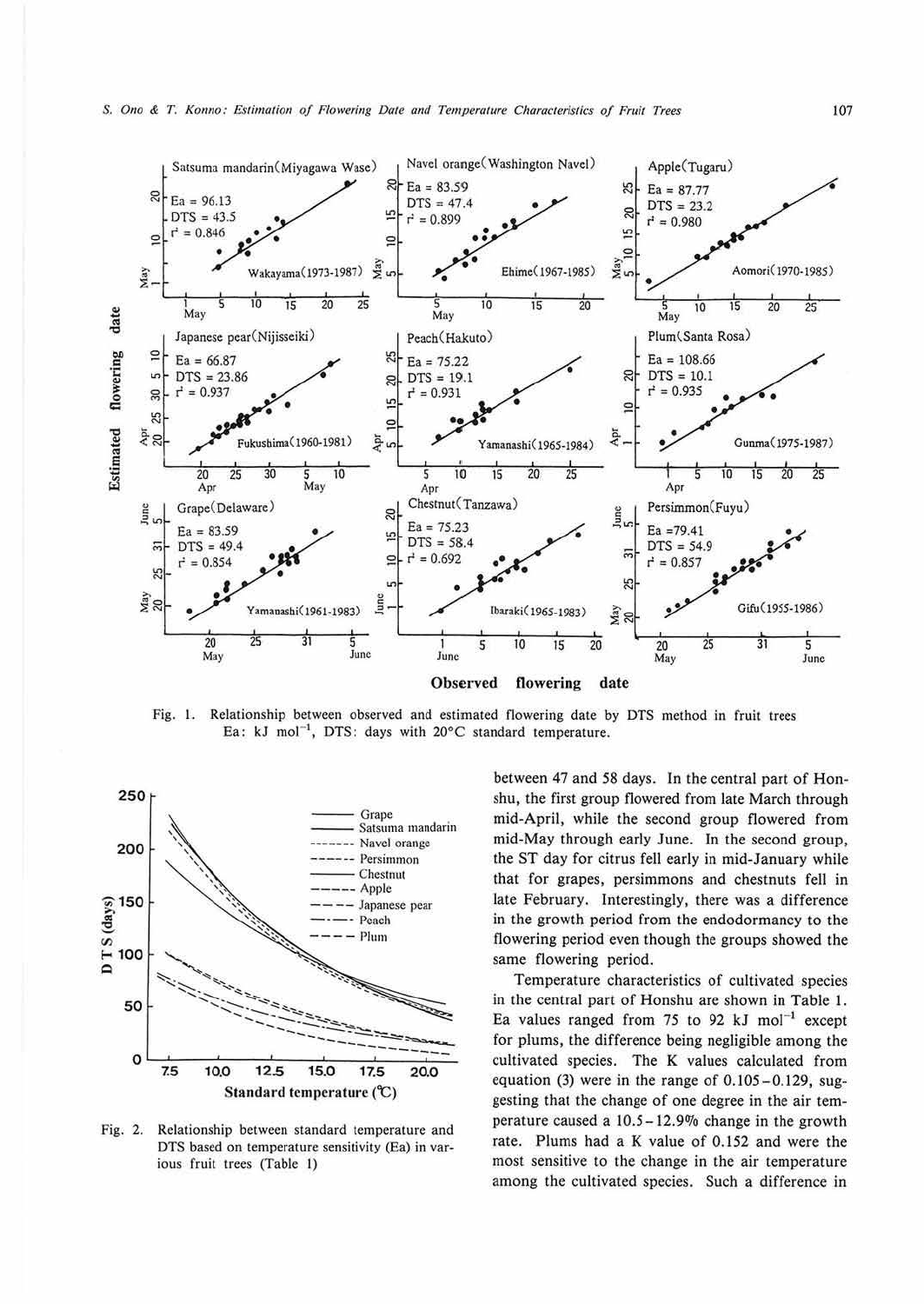Fig. 1. Relationship between observed and estimated flowering date by DTS method in fruit trees
Ea: kJ $mol^{-1}$, DTS: days with 20°C standard temperature.

Fig. 2. Relationship between standard temperature and DTS based on temperature sensitivity (Ea) in various fruit trees (Table 1)

between 47 and 58 days. In the central part of Honshu, the first group flowered from late March through mid-April, while the second group flowered from mid-May through early June. In the second group, the ST day for citrus fell early in mid-January while that for grapes, persimmons and chestnuts fell in late February. Interestingly, there was a difference in the growth period from the endodormancy to the flowering period even though the groups showed the same flowering period.

Temperature characteristics of cultivated species in the central part of Honshu are shown in Table 1. Ea values ranged from 75 to 92 kJ $mol^{-1}$ except for plums, the difference being negligible among the cultivated species. The K values calculated from equation (3) were in the range of 0.105–0.129, suggesting that the change of one degree in the air temperature caused a 10.5–12.9% change in the growth rate. Plums had a K value of 0.152 and were the most sensitive to the change in the air temperature among the cultivated species. Such a difference in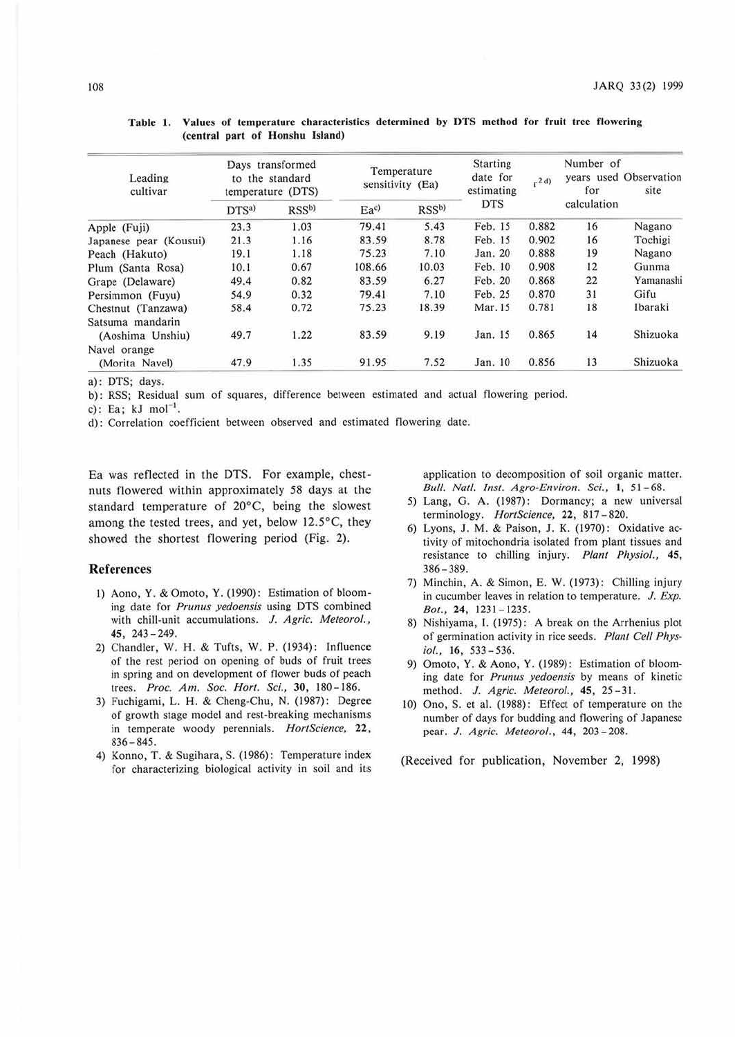**Table 1. Values of temperature characteristics determined by DTS method for fruit tree flowering (central part of Honshu Island)**

| Leading cultivar | Days transformed to the standard temperature (DTS) | | Temperature sensitivity (Ea) | | Starting date for estimating DTS | $r^2$ d) | Number of years used for calculation | Observation site |
|---|---|---|---|---|---|---|---|---|
| | DTS[a)] | RSS[b)] | Ea[c)] | RSS[b)] | | | | |
| Apple (Fuji) | 23.3 | 1.03 | 79.41 | 5.43 | Feb. 15 | 0.882 | 16 | Nagano |
| Japanese pear (Kousui) | 21.3 | 1.16 | 83.59 | 8.78 | Feb. 15 | 0.902 | 16 | Tochigi |
| Peach (Hakuto) | 19.1 | 1.18 | 75.23 | 7.10 | Jan. 20 | 0.888 | 19 | Nagano |
| Plum (Santa Rosa) | 10.1 | 0.67 | 108.66 | 10.03 | Feb. 10 | 0.908 | 12 | Gunma |
| Grape (Delaware) | 49.4 | 0.82 | 83.59 | 6.27 | Feb. 20 | 0.868 | 22 | Yamanashi |
| Persimmon (Fuyu) | 54.9 | 0.32 | 79.41 | 7.10 | Feb. 25 | 0.870 | 31 | Gifu |
| Chestnut (Tanzawa) | 58.4 | 0.72 | 75.23 | 18.39 | Mar. 15 | 0.781 | 18 | Ibaraki |
| Satsuma mandarin (Aoshima Unshiu) | 49.7 | 1.22 | 83.59 | 9.19 | Jan. 15 | 0.865 | 14 | Shizuoka |
| Navel orange (Morita Navel) | 47.9 | 1.35 | 91.95 | 7.52 | Jan. 10 | 0.856 | 13 | Shizuoka |

a): DTS; days.
b): RSS; Residual sum of squares, difference between estimated and actual flowering period.
c): Ea; kJ $mol^{-1}$.
d): Correlation coefficient between observed and estimated flowering date.

Ea was reflected in the DTS. For example, chestnuts flowered within approximately 58 days at the standard temperature of 20°C, being the slowest among the tested trees, and yet, below 12.5°C, they showed the shortest flowering period (Fig. 2).

## References

1) Aono, Y. & Omoto, Y. (1990): Estimation of blooming date for *Prunus yedoensis* using DTS combined with chill-unit accumulations. *J. Agric. Meteorol.*, **45**, 243–249.
2) Chandler, W. H. & Tufts, W. P. (1934): Influence of the rest period on opening of buds of fruit trees in spring and on development of flower buds of peach trees. *Proc. Am. Soc. Hort. Sci.*, **30**, 180–186.
3) Fuchigami, L. H. & Cheng-Chu, N. (1987): Degree of growth stage model and rest-breaking mechanisms in temperate woody perennials. *HortScience*, **22**, 836–845.
4) Konno, T. & Sugihara, S. (1986): Temperature index for characterizing biological activity in soil and its application to decomposition of soil organic matter. *Bull. Natl. Inst. Agro-Environ. Sci.*, **1**, 51–68.
5) Lang, G. A. (1987): Dormancy; a new universal terminology. *HortScience*, **22**, 817–820.
6) Lyons, J. M. & Paison, J. K. (1970): Oxidative activity of mitochondria isolated from plant tissues and resistance to chilling injury. *Plant Physiol.*, **45**, 386–389.
7) Minchin, A. & Simon, E. W. (1973): Chilling injury in cucumber leaves in relation to temperature. *J. Exp. Bot.*, **24**, 1231–1235.
8) Nishiyama, I. (1975): A break on the Arrhenius plot of germination activity in rice seeds. *Plant Cell Physiol.*, **16**, 533–536.
9) Omoto, Y. & Aono, Y. (1989): Estimation of blooming date for *Prunus yedoensis* by means of kinetic method. *J. Agric. Meteorol.*, **45**, 25–31.
10) Ono, S. et al. (1988): Effect of temperature on the number of days for budding and flowering of Japanese pear. *J. Agric. Meteorol.*, **44**, 203–208.

(Received for publication, November 2, 1998)